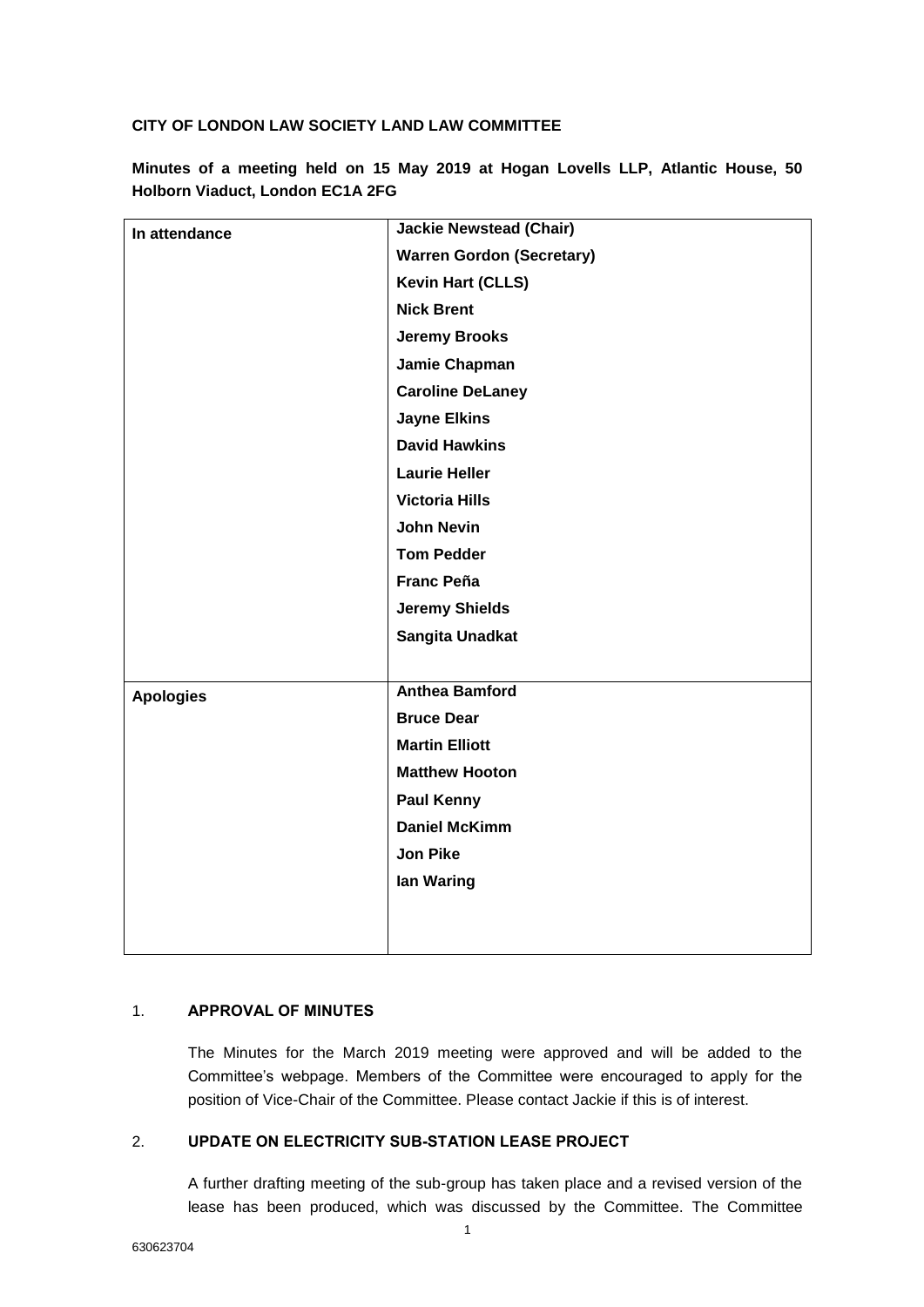**CITY OF LONDON LAW SOCIETY LAND LAW COMMITTEE**

**Minutes of a meeting held on 15 May 2019 at Hogan Lovells LLP, Atlantic House, 50 Holborn Viaduct, London EC1A 2FG**

| | |
|---|---|
| **In attendance** | **Jackie Newstead (Chair)**<br>**Warren Gordon (Secretary)**<br>**Kevin Hart (CLLS)**<br>**Nick Brent**<br>**Jeremy Brooks**<br>**Jamie Chapman**<br>**Caroline DeLaney**<br>**Jayne Elkins**<br>**David Hawkins**<br>**Laurie Heller**<br>**Victoria Hills**<br>**John Nevin**<br>**Tom Pedder**<br>**Franc Peña**<br>**Jeremy Shields**<br>**Sangita Unadkat** |
| **Apologies** | **Anthea Bamford**<br>**Bruce Dear**<br>**Martin Elliott**<br>**Matthew Hooton**<br>**Paul Kenny**<br>**Daniel McKimm**<br>**Jon Pike**<br>**Ian Waring** |

1. **APPROVAL OF MINUTES**

   The Minutes for the March 2019 meeting were approved and will be added to the Committee's webpage. Members of the Committee were encouraged to apply for the position of Vice-Chair of the Committee. Please contact Jackie if this is of interest.

2. **UPDATE ON ELECTRICITY SUB-STATION LEASE PROJECT**

   A further drafting meeting of the sub-group has taken place and a revised version of the lease has been produced, which was discussed by the Committee. The Committee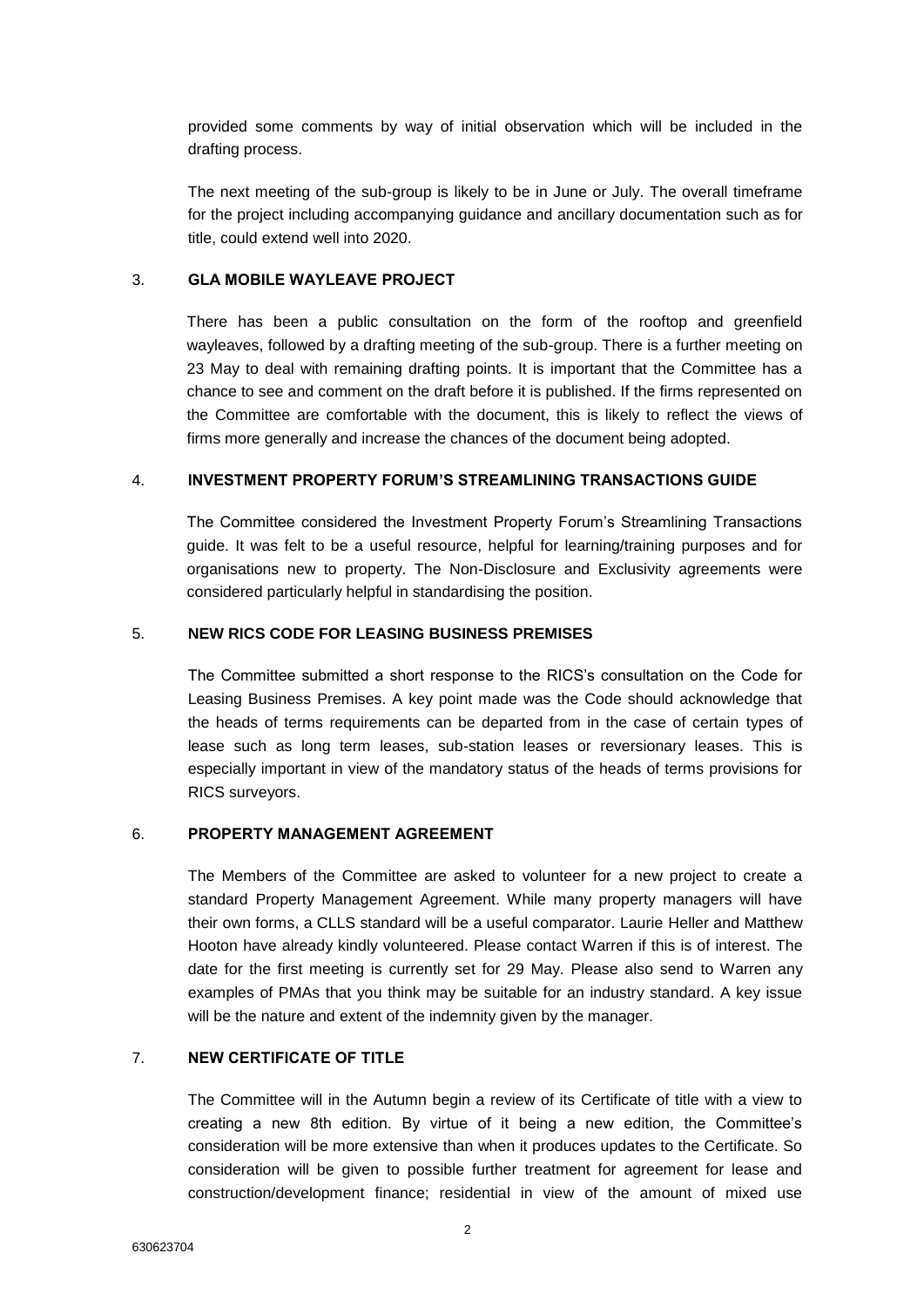provided some comments by way of initial observation which will be included in the drafting process.

The next meeting of the sub-group is likely to be in June or July. The overall timeframe for the project including accompanying guidance and ancillary documentation such as for title, could extend well into 2020.

## 3. GLA MOBILE WAYLEAVE PROJECT

There has been a public consultation on the form of the rooftop and greenfield wayleaves, followed by a drafting meeting of the sub-group. There is a further meeting on 23 May to deal with remaining drafting points. It is important that the Committee has a chance to see and comment on the draft before it is published. If the firms represented on the Committee are comfortable with the document, this is likely to reflect the views of firms more generally and increase the chances of the document being adopted.

## 4. INVESTMENT PROPERTY FORUM'S STREAMLINING TRANSACTIONS GUIDE

The Committee considered the Investment Property Forum's Streamlining Transactions guide. It was felt to be a useful resource, helpful for learning/training purposes and for organisations new to property. The Non-Disclosure and Exclusivity agreements were considered particularly helpful in standardising the position.

## 5. NEW RICS CODE FOR LEASING BUSINESS PREMISES

The Committee submitted a short response to the RICS's consultation on the Code for Leasing Business Premises. A key point made was the Code should acknowledge that the heads of terms requirements can be departed from in the case of certain types of lease such as long term leases, sub-station leases or reversionary leases. This is especially important in view of the mandatory status of the heads of terms provisions for RICS surveyors.

## 6. PROPERTY MANAGEMENT AGREEMENT

The Members of the Committee are asked to volunteer for a new project to create a standard Property Management Agreement. While many property managers will have their own forms, a CLLS standard will be a useful comparator. Laurie Heller and Matthew Hooton have already kindly volunteered. Please contact Warren if this is of interest. The date for the first meeting is currently set for 29 May. Please also send to Warren any examples of PMAs that you think may be suitable for an industry standard. A key issue will be the nature and extent of the indemnity given by the manager.

## 7. NEW CERTIFICATE OF TITLE

The Committee will in the Autumn begin a review of its Certificate of title with a view to creating a new 8th edition. By virtue of it being a new edition, the Committee's consideration will be more extensive than when it produces updates to the Certificate. So consideration will be given to possible further treatment for agreement for lease and construction/development finance; residential in view of the amount of mixed use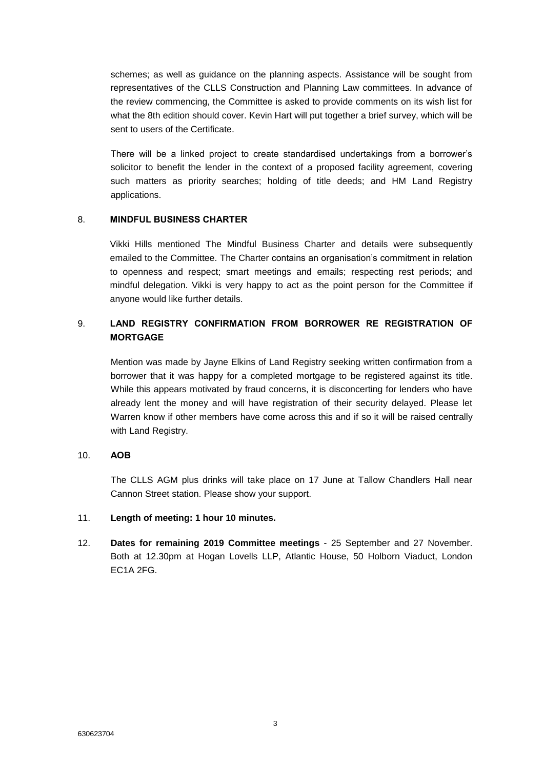schemes; as well as guidance on the planning aspects. Assistance will be sought from representatives of the CLLS Construction and Planning Law committees. In advance of the review commencing, the Committee is asked to provide comments on its wish list for what the 8th edition should cover. Kevin Hart will put together a brief survey, which will be sent to users of the Certificate.

There will be a linked project to create standardised undertakings from a borrower's solicitor to benefit the lender in the context of a proposed facility agreement, covering such matters as priority searches; holding of title deeds; and HM Land Registry applications.

8. **MINDFUL BUSINESS CHARTER**

Vikki Hills mentioned The Mindful Business Charter and details were subsequently emailed to the Committee. The Charter contains an organisation's commitment in relation to openness and respect; smart meetings and emails; respecting rest periods; and mindful delegation. Vikki is very happy to act as the point person for the Committee if anyone would like further details.

9. **LAND REGISTRY CONFIRMATION FROM BORROWER RE REGISTRATION OF MORTGAGE**

Mention was made by Jayne Elkins of Land Registry seeking written confirmation from a borrower that it was happy for a completed mortgage to be registered against its title. While this appears motivated by fraud concerns, it is disconcerting for lenders who have already lent the money and will have registration of their security delayed. Please let Warren know if other members have come across this and if so it will be raised centrally with Land Registry.

10. **AOB**

The CLLS AGM plus drinks will take place on 17 June at Tallow Chandlers Hall near Cannon Street station. Please show your support.

11. **Length of meeting: 1 hour 10 minutes.**

12. **Dates for remaining 2019 Committee meetings** - 25 September and 27 November. Both at 12.30pm at Hogan Lovells LLP, Atlantic House, 50 Holborn Viaduct, London EC1A 2FG.

630623704